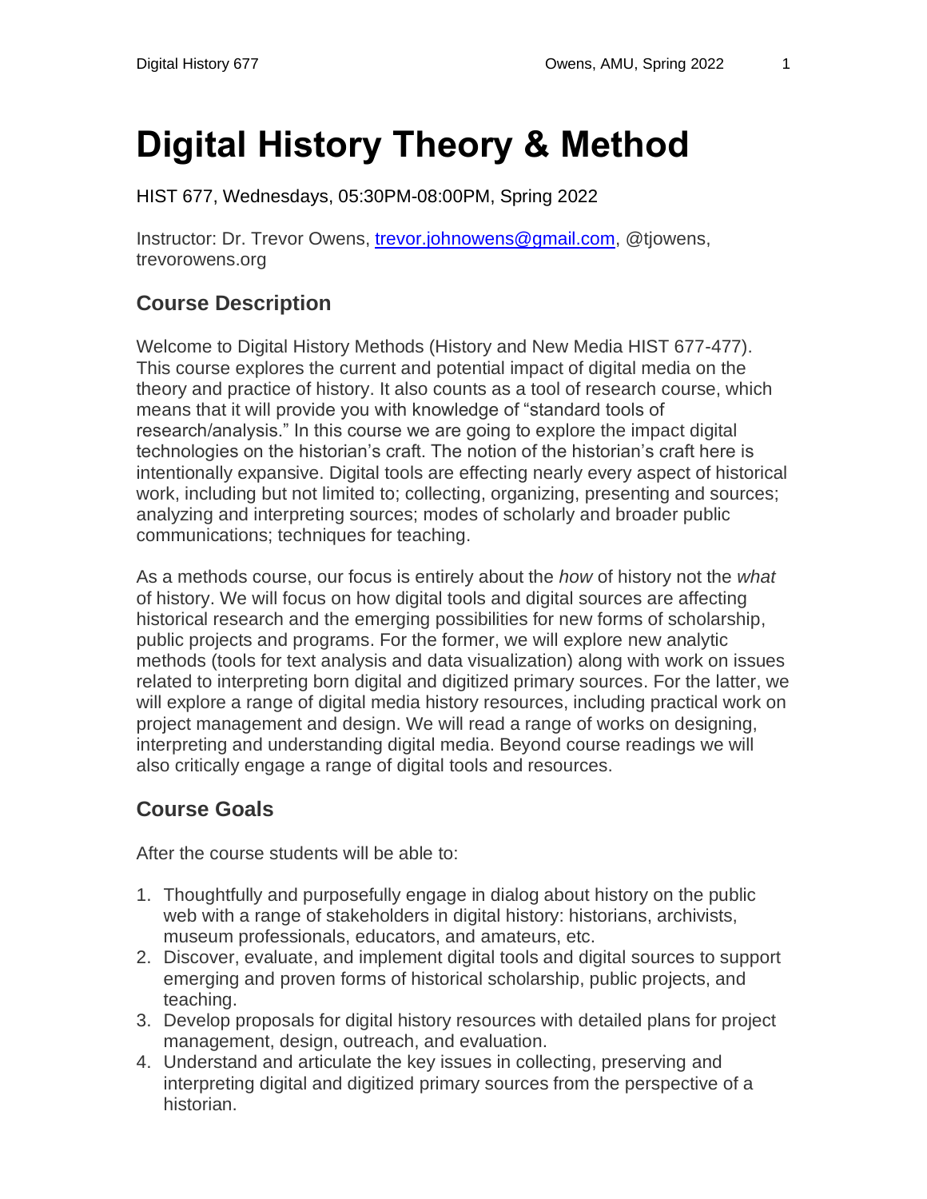# Digital History Theory & Method

HIST 677, Wednesdays, 05:30PM-08:00PM, Spring 2022

Instructor: Dr. Trevor Owens, [trevor.johnowens@gmail.com](mailto:trevor.johnowens@gmail.com), @tjowens, trevorowens.org

## Course Description

Welcome to Digital History Methods (History and New Media HIST 677-477). This course explores the current and potential impact of digital media on the theory and practice of history. It also counts as a tool of research course, which means that it will provide you with knowledge of "standard tools of research/analysis." In this course we are going to explore the impact digital technologies on the historian's craft. The notion of the historian's craft here is intentionally expansive. Digital tools are effecting nearly every aspect of historical work, including but not limited to; collecting, organizing, presenting and sources; analyzing and interpreting sources; modes of scholarly and broader public communications; techniques for teaching.

As a methods course, our focus is entirely about the *how* of history not the *what* of history. We will focus on how digital tools and digital sources are affecting historical research and the emerging possibilities for new forms of scholarship, public projects and programs. For the former, we will explore new analytic methods (tools for text analysis and data visualization) along with work on issues related to interpreting born digital and digitized primary sources. For the latter, we will explore a range of digital media history resources, including practical work on project management and design. We will read a range of works on designing, interpreting and understanding digital media. Beyond course readings we will also critically engage a range of digital tools and resources.

## Course Goals

After the course students will be able to:

1. Thoughtfully and purposefully engage in dialog about history on the public web with a range of stakeholders in digital history: historians, archivists, museum professionals, educators, and amateurs, etc.
2. Discover, evaluate, and implement digital tools and digital sources to support emerging and proven forms of historical scholarship, public projects, and teaching.
3. Develop proposals for digital history resources with detailed plans for project management, design, outreach, and evaluation.
4. Understand and articulate the key issues in collecting, preserving and interpreting digital and digitized primary sources from the perspective of a historian.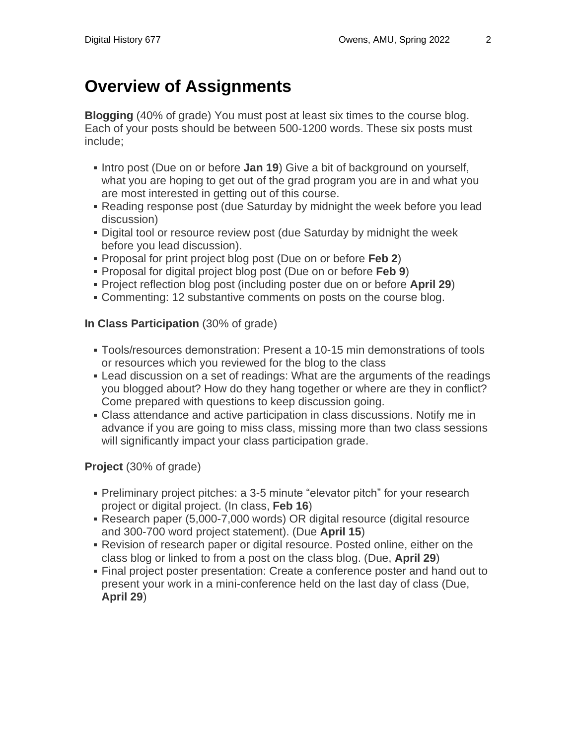# Overview of Assignments

**Blogging** (40% of grade) You must post at least six times to the course blog. Each of your posts should be between 500-1200 words. These six posts must include;

- Intro post (Due on or before **Jan 19**) Give a bit of background on yourself, what you are hoping to get out of the grad program you are in and what you are most interested in getting out of this course.
- Reading response post (due Saturday by midnight the week before you lead discussion)
- Digital tool or resource review post (due Saturday by midnight the week before you lead discussion).
- Proposal for print project blog post (Due on or before **Feb 2**)
- Proposal for digital project blog post (Due on or before **Feb 9**)
- Project reflection blog post (including poster due on or before **April 29**)
- Commenting: 12 substantive comments on posts on the course blog.

**In Class Participation** (30% of grade)

- Tools/resources demonstration: Present a 10-15 min demonstrations of tools or resources which you reviewed for the blog to the class
- Lead discussion on a set of readings: What are the arguments of the readings you blogged about? How do they hang together or where are they in conflict? Come prepared with questions to keep discussion going.
- Class attendance and active participation in class discussions. Notify me in advance if you are going to miss class, missing more than two class sessions will significantly impact your class participation grade.

**Project** (30% of grade)

- Preliminary project pitches: a 3-5 minute "elevator pitch" for your research project or digital project. (In class, **Feb 16**)
- Research paper (5,000-7,000 words) OR digital resource (digital resource and 300-700 word project statement). (Due **April 15**)
- Revision of research paper or digital resource. Posted online, either on the class blog or linked to from a post on the class blog. (Due, **April 29**)
- Final project poster presentation: Create a conference poster and hand out to present your work in a mini-conference held on the last day of class (Due, **April 29**)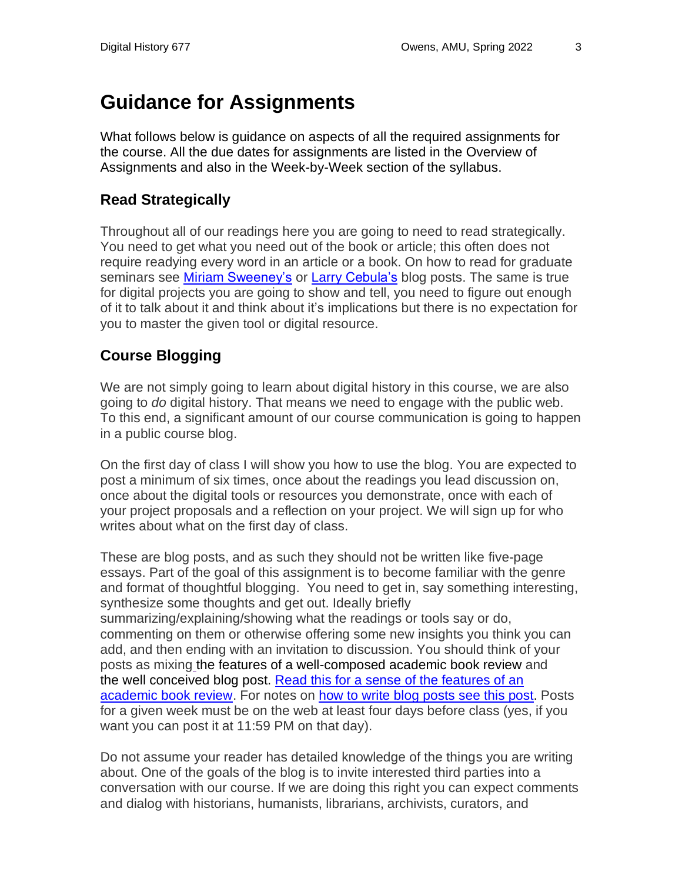# Guidance for Assignments

What follows below is guidance on aspects of all the required assignments for the course. All the due dates for assignments are listed in the Overview of Assignments and also in the Week-by-Week section of the syllabus.

## Read Strategically

Throughout all of our readings here you are going to need to read strategically. You need to get what you need out of the book or article; this often does not require readying every word in an article or a book. On how to read for graduate seminars see [Miriam Sweeney's]() or [Larry Cebula's]() blog posts. The same is true for digital projects you are going to show and tell, you need to figure out enough of it to talk about it and think about it's implications but there is no expectation for you to master the given tool or digital resource.

## Course Blogging

We are not simply going to learn about digital history in this course, we are also going to *do* digital history. That means we need to engage with the public web. To this end, a significant amount of our course communication is going to happen in a public course blog.

On the first day of class I will show you how to use the blog. You are expected to post a minimum of six times, once about the readings you lead discussion on, once about the digital tools or resources you demonstrate, once with each of your project proposals and a reflection on your project. We will sign up for who writes about what on the first day of class.

These are blog posts, and as such they should not be written like five-page essays. Part of the goal of this assignment is to become familiar with the genre and format of thoughtful blogging. You need to get in, say something interesting, synthesize some thoughts and get out. Ideally briefly summarizing/explaining/showing what the readings or tools say or do, commenting on them or otherwise offering some new insights you think you can add, and then ending with an invitation to discussion. You should think of your posts as mixing the features of a well-composed academic book review and the well conceived blog post. [Read this for a sense of the features of an academic book review](). For notes on [how to write blog posts see this post](). Posts for a given week must be on the web at least four days before class (yes, if you want you can post it at 11:59 PM on that day).

Do not assume your reader has detailed knowledge of the things you are writing about. One of the goals of the blog is to invite interested third parties into a conversation with our course. If we are doing this right you can expect comments and dialog with historians, humanists, librarians, archivists, curators, and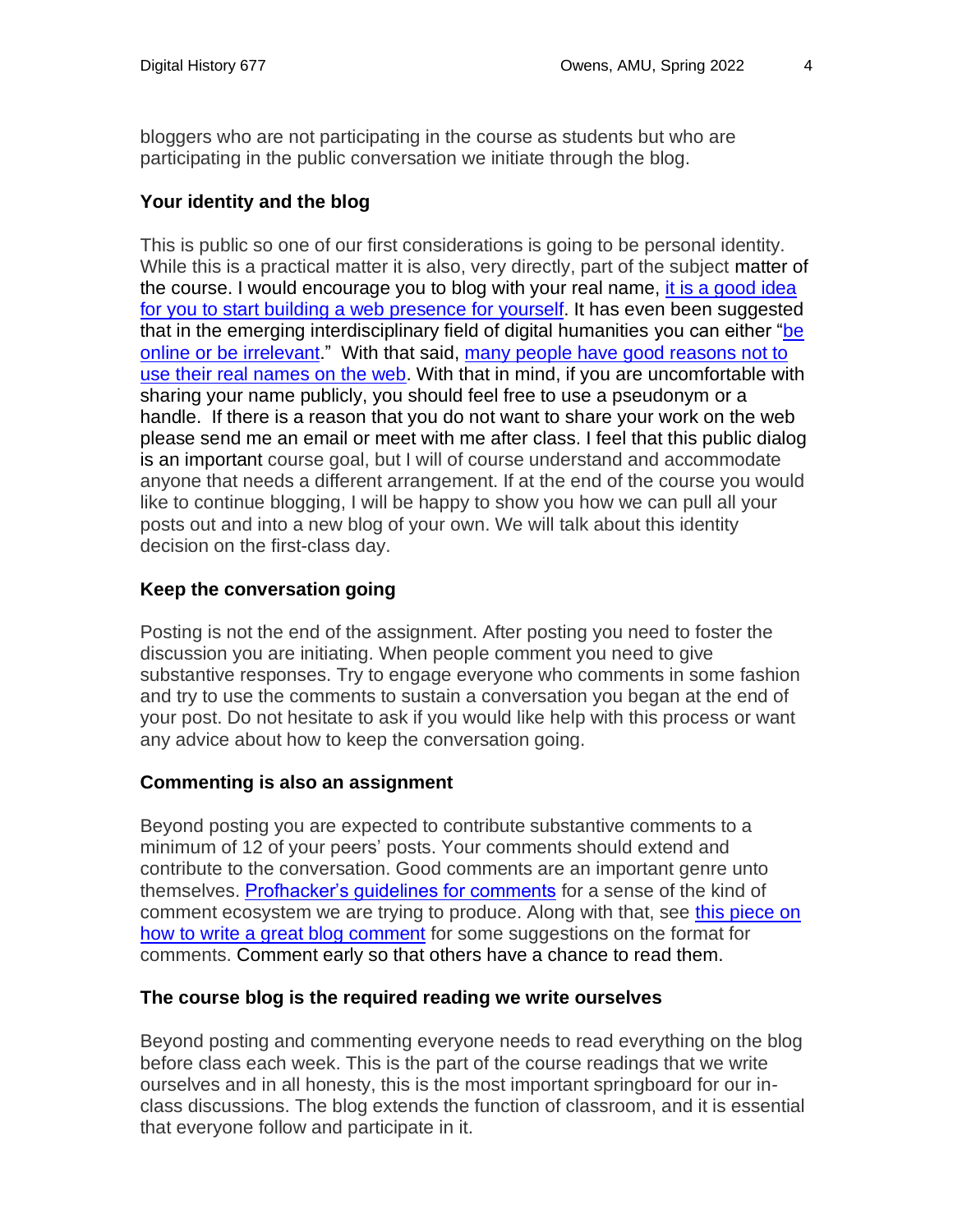bloggers who are not participating in the course as students but who are participating in the public conversation we initiate through the blog.

### Your identity and the blog

This is public so one of our first considerations is going to be personal identity. While this is a practical matter it is also, very directly, part of the subject matter of the course. I would encourage you to blog with your real name, it is a good idea for you to start building a web presence for yourself. It has even been suggested that in the emerging interdisciplinary field of digital humanities you can either "be online or be irrelevant." With that said, many people have good reasons not to use their real names on the web. With that in mind, if you are uncomfortable with sharing your name publicly, you should feel free to use a pseudonym or a handle. If there is a reason that you do not want to share your work on the web please send me an email or meet with me after class. I feel that this public dialog is an important course goal, but I will of course understand and accommodate anyone that needs a different arrangement. If at the end of the course you would like to continue blogging, I will be happy to show you how we can pull all your posts out and into a new blog of your own. We will talk about this identity decision on the first-class day.

### Keep the conversation going

Posting is not the end of the assignment. After posting you need to foster the discussion you are initiating. When people comment you need to give substantive responses. Try to engage everyone who comments in some fashion and try to use the comments to sustain a conversation you began at the end of your post. Do not hesitate to ask if you would like help with this process or want any advice about how to keep the conversation going.

### Commenting is also an assignment

Beyond posting you are expected to contribute substantive comments to a minimum of 12 of your peers' posts. Your comments should extend and contribute to the conversation. Good comments are an important genre unto themselves. Profhacker's guidelines for comments for a sense of the kind of comment ecosystem we are trying to produce. Along with that, see this piece on how to write a great blog comment for some suggestions on the format for comments. Comment early so that others have a chance to read them.

### The course blog is the required reading we write ourselves

Beyond posting and commenting everyone needs to read everything on the blog before class each week. This is the part of the course readings that we write ourselves and in all honesty, this is the most important springboard for our in-class discussions. The blog extends the function of classroom, and it is essential that everyone follow and participate in it.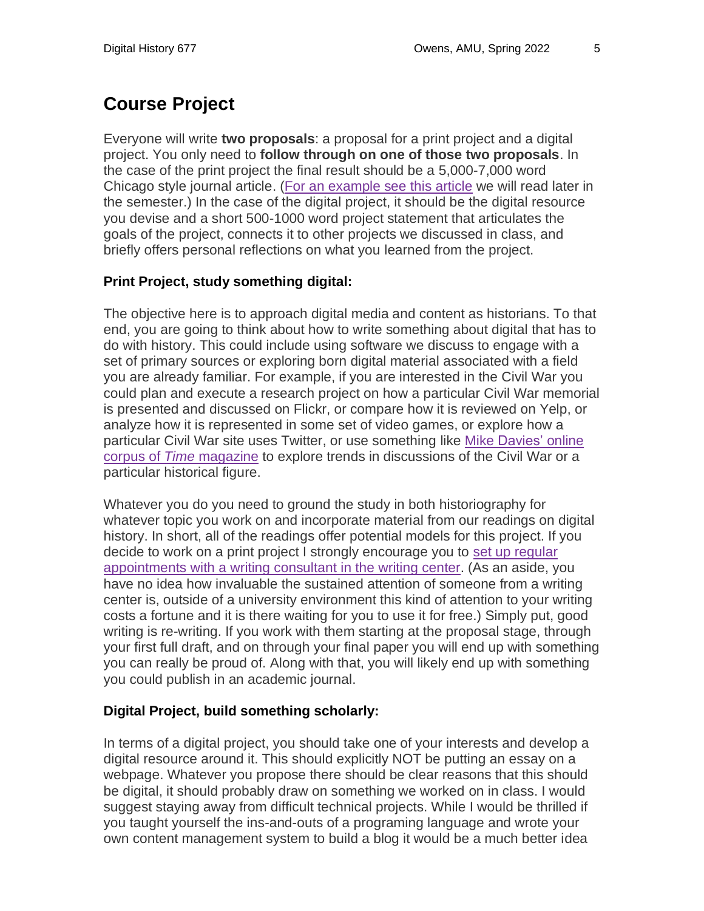## Course Project

Everyone will write **two proposals**: a proposal for a print project and a digital project. You only need to **follow through on one of those two proposals**. In the case of the print project the final result should be a 5,000-7,000 word Chicago style journal article. (For an example see this article we will read later in the semester.) In the case of the digital project, it should be the digital resource you devise and a short 500-1000 word project statement that articulates the goals of the project, connects it to other projects we discussed in class, and briefly offers personal reflections on what you learned from the project.

### Print Project, study something digital:

The objective here is to approach digital media and content as historians. To that end, you are going to think about how to write something about digital that has to do with history. This could include using software we discuss to engage with a set of primary sources or exploring born digital material associated with a field you are already familiar. For example, if you are interested in the Civil War you could plan and execute a research project on how a particular Civil War memorial is presented and discussed on Flickr, or compare how it is reviewed on Yelp, or analyze how it is represented in some set of video games, or explore how a particular Civil War site uses Twitter, or use something like Mike Davies' online corpus of *Time* magazine to explore trends in discussions of the Civil War or a particular historical figure.

Whatever you do you need to ground the study in both historiography for whatever topic you work on and incorporate material from our readings on digital history. In short, all of the readings offer potential models for this project. If you decide to work on a print project I strongly encourage you to set up regular appointments with a writing consultant in the writing center. (As an aside, you have no idea how invaluable the sustained attention of someone from a writing center is, outside of a university environment this kind of attention to your writing costs a fortune and it is there waiting for you to use it for free.) Simply put, good writing is re-writing. If you work with them starting at the proposal stage, through your first full draft, and on through your final paper you will end up with something you can really be proud of. Along with that, you will likely end up with something you could publish in an academic journal.

### Digital Project, build something scholarly:

In terms of a digital project, you should take one of your interests and develop a digital resource around it. This should explicitly NOT be putting an essay on a webpage. Whatever you propose there should be clear reasons that this should be digital, it should probably draw on something we worked on in class. I would suggest staying away from difficult technical projects. While I would be thrilled if you taught yourself the ins-and-outs of a programing language and wrote your own content management system to build a blog it would be a much better idea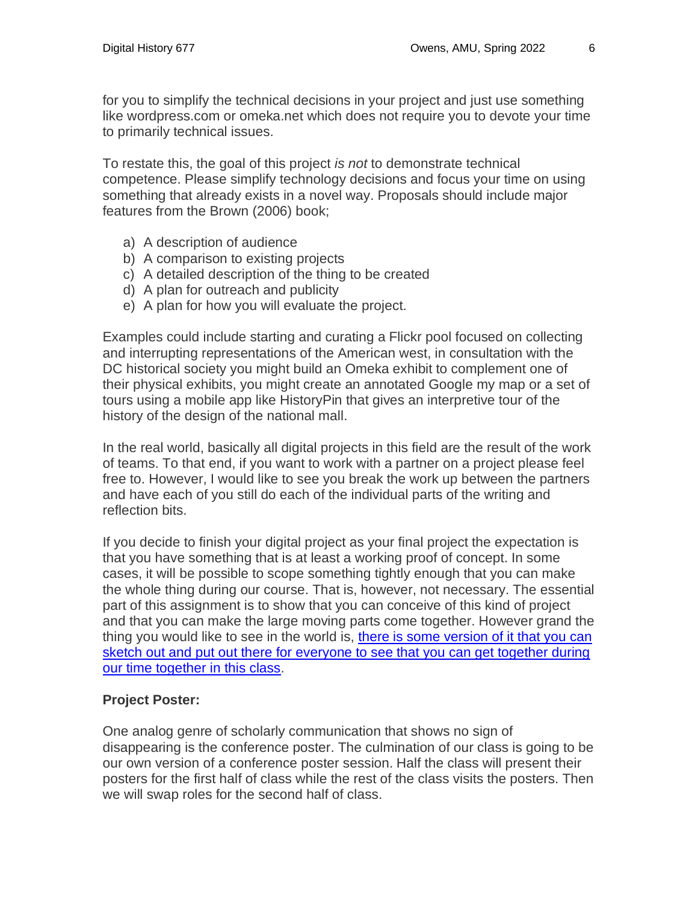for you to simplify the technical decisions in your project and just use something like wordpress.com or omeka.net which does not require you to devote your time to primarily technical issues.

To restate this, the goal of this project *is not* to demonstrate technical competence. Please simplify technology decisions and focus your time on using something that already exists in a novel way. Proposals should include major features from the Brown (2006) book;

a) A description of audience
b) A comparison to existing projects
c) A detailed description of the thing to be created
d) A plan for outreach and publicity
e) A plan for how you will evaluate the project.

Examples could include starting and curating a Flickr pool focused on collecting and interrupting representations of the American west, in consultation with the DC historical society you might build an Omeka exhibit to complement one of their physical exhibits, you might create an annotated Google my map or a set of tours using a mobile app like HistoryPin that gives an interpretive tour of the history of the design of the national mall.

In the real world, basically all digital projects in this field are the result of the work of teams. To that end, if you want to work with a partner on a project please feel free to. However, I would like to see you break the work up between the partners and have each of you still do each of the individual parts of the writing and reflection bits.

If you decide to finish your digital project as your final project the expectation is that you have something that is at least a working proof of concept. In some cases, it will be possible to scope something tightly enough that you can make the whole thing during our course. That is, however, not necessary. The essential part of this assignment is to show that you can conceive of this kind of project and that you can make the large moving parts come together. However grand the thing you would like to see in the world is, there is some version of it that you can sketch out and put out there for everyone to see that you can get together during our time together in this class.

**Project Poster:**

One analog genre of scholarly communication that shows no sign of disappearing is the conference poster. The culmination of our class is going to be our own version of a conference poster session. Half the class will present their posters for the first half of class while the rest of the class visits the posters. Then we will swap roles for the second half of class.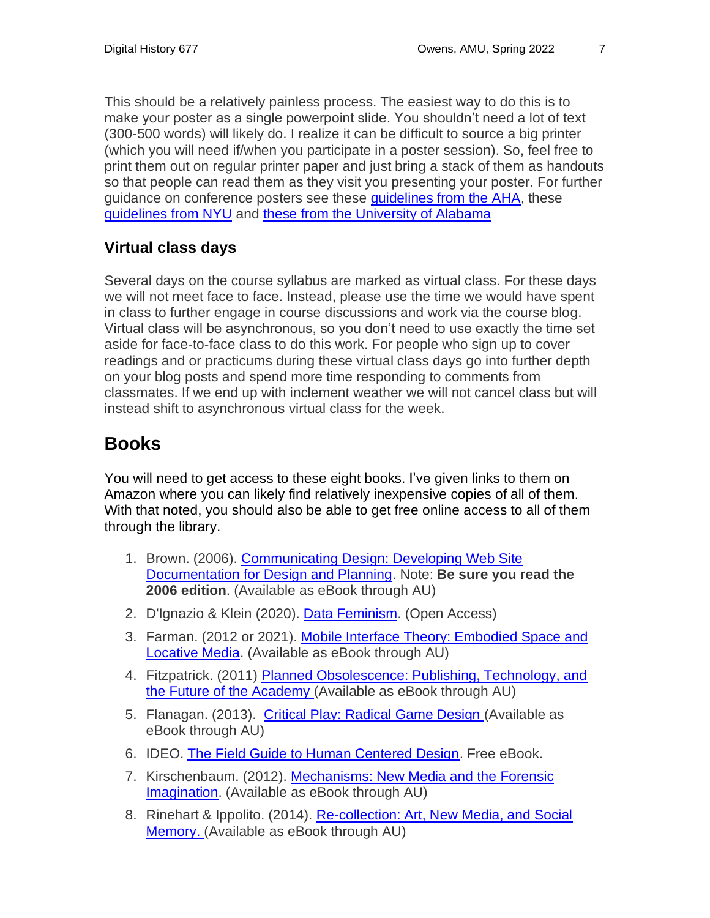This should be a relatively painless process. The easiest way to do this is to make your poster as a single powerpoint slide. You shouldn't need a lot of text (300-500 words) will likely do. I realize it can be difficult to source a big printer (which you will need if/when you participate in a poster session). So, feel free to print them out on regular printer paper and just bring a stack of them as handouts so that people can read them as they visit you presenting your poster. For further guidance on conference posters see these guidelines from the AHA, these guidelines from NYU and these from the University of Alabama

### Virtual class days

Several days on the course syllabus are marked as virtual class. For these days we will not meet face to face. Instead, please use the time we would have spent in class to further engage in course discussions and work via the course blog. Virtual class will be asynchronous, so you don't need to use exactly the time set aside for face-to-face class to do this work. For people who sign up to cover readings and or practicums during these virtual class days go into further depth on your blog posts and spend more time responding to comments from classmates. If we end up with inclement weather we will not cancel class but will instead shift to asynchronous virtual class for the week.

## Books

You will need to get access to these eight books. I've given links to them on Amazon where you can likely find relatively inexpensive copies of all of them. With that noted, you should also be able to get free online access to all of them through the library.

1. Brown. (2006). Communicating Design: Developing Web Site Documentation for Design and Planning. Note: **Be sure you read the 2006 edition**. (Available as eBook through AU)
2. D'Ignazio & Klein (2020). Data Feminism. (Open Access)
3. Farman. (2012 or 2021). Mobile Interface Theory: Embodied Space and Locative Media. (Available as eBook through AU)
4. Fitzpatrick. (2011) Planned Obsolescence: Publishing, Technology, and the Future of the Academy (Available as eBook through AU)
5. Flanagan. (2013). Critical Play: Radical Game Design (Available as eBook through AU)
6. IDEO. The Field Guide to Human Centered Design. Free eBook.
7. Kirschenbaum. (2012). Mechanisms: New Media and the Forensic Imagination. (Available as eBook through AU)
8. Rinehart & Ippolito. (2014). Re-collection: Art, New Media, and Social Memory. (Available as eBook through AU)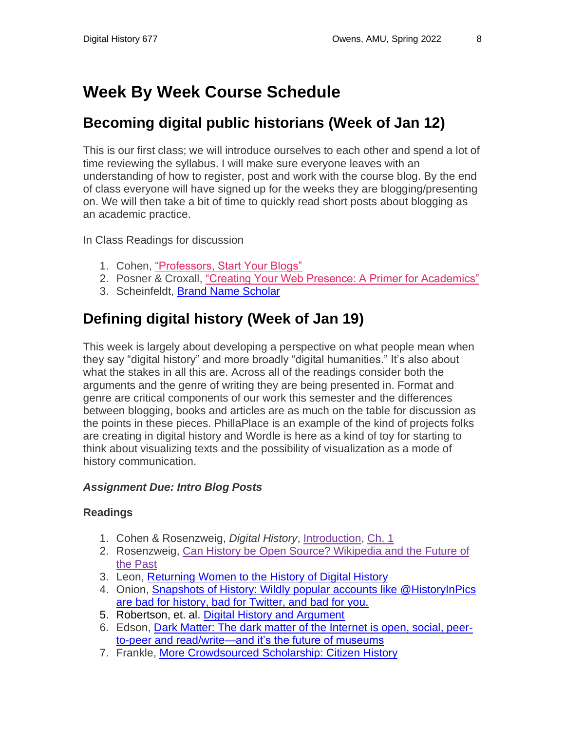# Week By Week Course Schedule

## Becoming digital public historians (Week of Jan 12)

This is our first class; we will introduce ourselves to each other and spend a lot of time reviewing the syllabus. I will make sure everyone leaves with an understanding of how to register, post and work with the course blog. By the end of class everyone will have signed up for the weeks they are blogging/presenting on. We will then take a bit of time to quickly read short posts about blogging as an academic practice.

In Class Readings for discussion

1. Cohen, "Professors, Start Your Blogs"
2. Posner & Croxall, "Creating Your Web Presence: A Primer for Academics"
3. Scheinfeldt, Brand Name Scholar

## Defining digital history (Week of Jan 19)

This week is largely about developing a perspective on what people mean when they say "digital history" and more broadly "digital humanities." It's also about what the stakes in all this are. Across all of the readings consider both the arguments and the genre of writing they are being presented in. Format and genre are critical components of our work this semester and the differences between blogging, books and articles are as much on the table for discussion as the points in these pieces. PhillaPlace is an example of the kind of projects folks are creating in digital history and Wordle is here as a kind of toy for starting to think about visualizing texts and the possibility of visualization as a mode of history communication.

***Assignment Due: Intro Blog Posts***

**Readings**

1. Cohen & Rosenzweig, *Digital History*, Introduction, Ch. 1
2. Rosenzweig, Can History be Open Source? Wikipedia and the Future of the Past
3. Leon, Returning Women to the History of Digital History
4. Onion, Snapshots of History: Wildly popular accounts like @HistoryInPics are bad for history, bad for Twitter, and bad for you.
5. Robertson, et. al. Digital History and Argument
6. Edson, Dark Matter: The dark matter of the Internet is open, social, peer-to-peer and read/write—and it's the future of museums
7. Frankle, More Crowdsourced Scholarship: Citizen History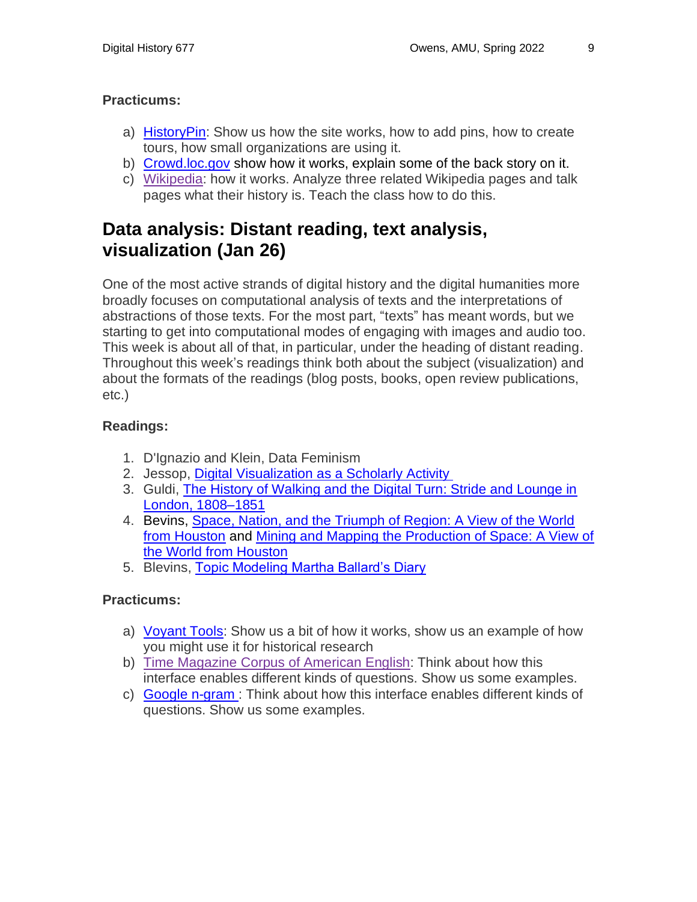**Practicums:**

a) HistoryPin: Show us how the site works, how to add pins, how to create tours, how small organizations are using it.
b) Crowd.loc.gov show how it works, explain some of the back story on it.
c) Wikipedia: how it works. Analyze three related Wikipedia pages and talk pages what their history is. Teach the class how to do this.

## Data analysis: Distant reading, text analysis, visualization (Jan 26)

One of the most active strands of digital history and the digital humanities more broadly focuses on computational analysis of texts and the interpretations of abstractions of those texts. For the most part, "texts" has meant words, but we starting to get into computational modes of engaging with images and audio too. This week is about all of that, in particular, under the heading of distant reading. Throughout this week's readings think both about the subject (visualization) and about the formats of the readings (blog posts, books, open review publications, etc.)

**Readings:**

1. D'Ignazio and Klein, Data Feminism
2. Jessop, Digital Visualization as a Scholarly Activity
3. Guldi, The History of Walking and the Digital Turn: Stride and Lounge in London, 1808–1851
4. Bevins, Space, Nation, and the Triumph of Region: A View of the World from Houston and Mining and Mapping the Production of Space: A View of the World from Houston
5. Blevins, Topic Modeling Martha Ballard's Diary

**Practicums:**

a) Voyant Tools: Show us a bit of how it works, show us an example of how you might use it for historical research
b) Time Magazine Corpus of American English: Think about how this interface enables different kinds of questions. Show us some examples.
c) Google n-gram : Think about how this interface enables different kinds of questions. Show us some examples.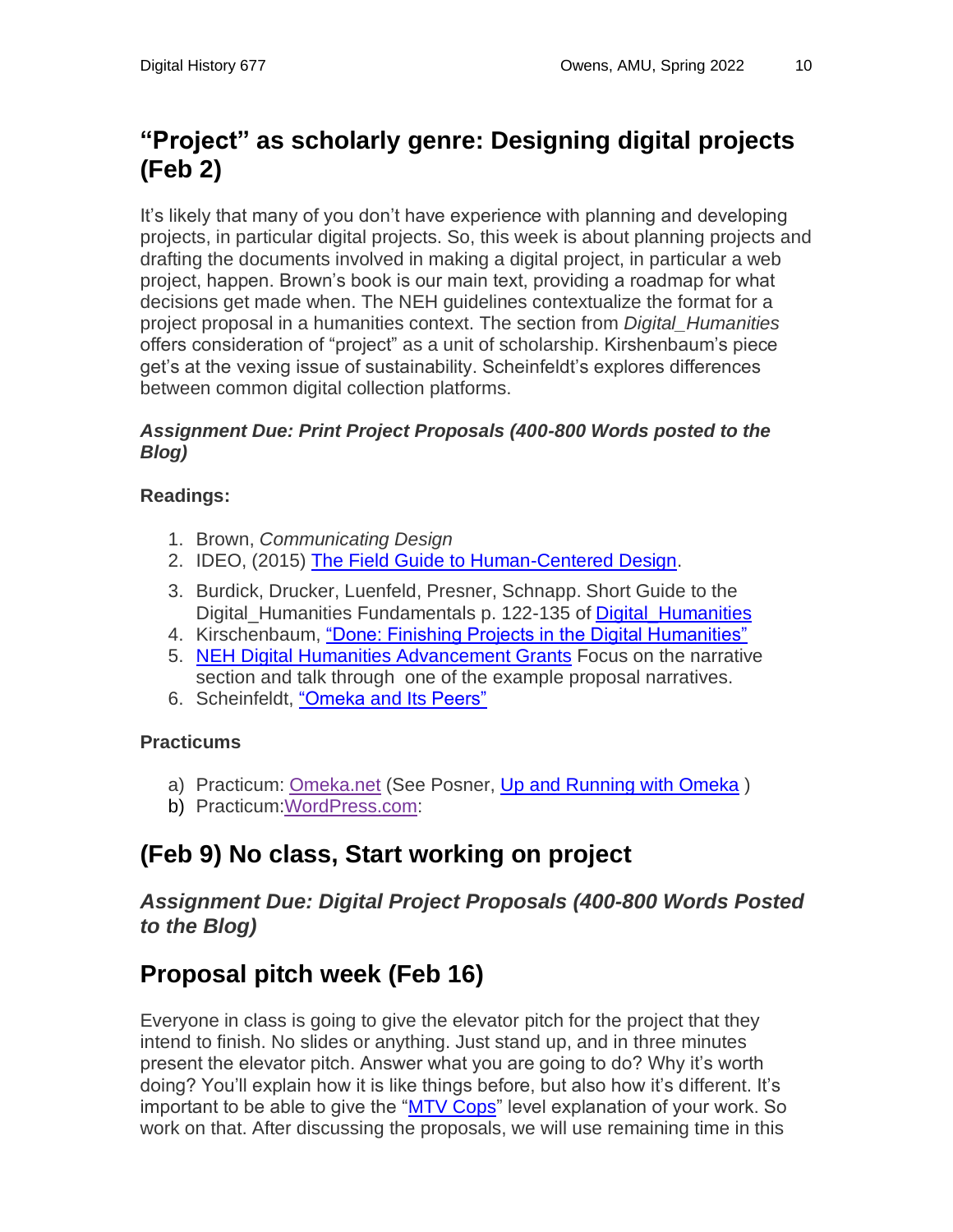## "Project" as scholarly genre: Designing digital projects (Feb 2)

It's likely that many of you don't have experience with planning and developing projects, in particular digital projects. So, this week is about planning projects and drafting the documents involved in making a digital project, in particular a web project, happen. Brown's book is our main text, providing a roadmap for what decisions get made when. The NEH guidelines contextualize the format for a project proposal in a humanities context. The section from *Digital_Humanities* offers consideration of "project" as a unit of scholarship. Kirshenbaum's piece get's at the vexing issue of sustainability. Scheinfeldt's explores differences between common digital collection platforms.

***Assignment Due: Print Project Proposals (400-800 Words posted to the Blog)***

**Readings:**

1. Brown, *Communicating Design*
2. IDEO, (2015) The Field Guide to Human-Centered Design.
3. Burdick, Drucker, Luenfeld, Presner, Schnapp. Short Guide to the Digital_Humanities Fundamentals p. 122-135 of Digital_Humanities
4. Kirschenbaum, "Done: Finishing Projects in the Digital Humanities"
5. NEH Digital Humanities Advancement Grants Focus on the narrative section and talk through one of the example proposal narratives.
6. Scheinfeldt, "Omeka and Its Peers"

**Practicums**

a) Practicum: Omeka.net (See Posner, Up and Running with Omeka )
b) Practicum:WordPress.com:

## (Feb 9) No class, Start working on project

***Assignment Due: Digital Project Proposals (400-800 Words Posted to the Blog)***

## Proposal pitch week (Feb 16)

Everyone in class is going to give the elevator pitch for the project that they intend to finish. No slides or anything. Just stand up, and in three minutes present the elevator pitch. Answer what you are going to do? Why it's worth doing? You'll explain how it is like things before, but also how it's different. It's important to be able to give the "MTV Cops" level explanation of your work. So work on that. After discussing the proposals, we will use remaining time in this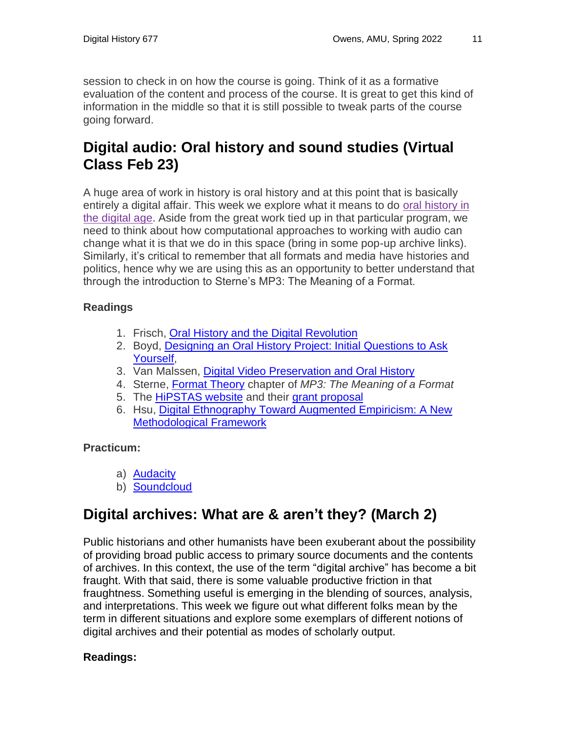session to check in on how the course is going. Think of it as a formative evaluation of the content and process of the course. It is great to get this kind of information in the middle so that it is still possible to tweak parts of the course going forward.

## Digital audio: Oral history and sound studies (Virtual Class Feb 23)

A huge area of work in history is oral history and at this point that is basically entirely a digital affair. This week we explore what it means to do oral history in the digital age. Aside from the great work tied up in that particular program, we need to think about how computational approaches to working with audio can change what it is that we do in this space (bring in some pop-up archive links). Similarly, it's critical to remember that all formats and media have histories and politics, hence why we are using this as an opportunity to better understand that through the introduction to Sterne's MP3: The Meaning of a Format.

**Readings**

1. Frisch, Oral History and the Digital Revolution
2. Boyd, Designing an Oral History Project: Initial Questions to Ask Yourself,
3. Van Malssen, Digital Video Preservation and Oral History
4. Sterne, Format Theory chapter of *MP3: The Meaning of a Format*
5. The HiPSTAS website and their grant proposal
6. Hsu, Digital Ethnography Toward Augmented Empiricism: A New Methodological Framework

**Practicum:**

a) Audacity
b) Soundcloud

## Digital archives: What are & aren't they? (March 2)

Public historians and other humanists have been exuberant about the possibility of providing broad public access to primary source documents and the contents of archives. In this context, the use of the term "digital archive" has become a bit fraught. With that said, there is some valuable productive friction in that fraughtness. Something useful is emerging in the blending of sources, analysis, and interpretations. This week we figure out what different folks mean by the term in different situations and explore some exemplars of different notions of digital archives and their potential as modes of scholarly output.

**Readings:**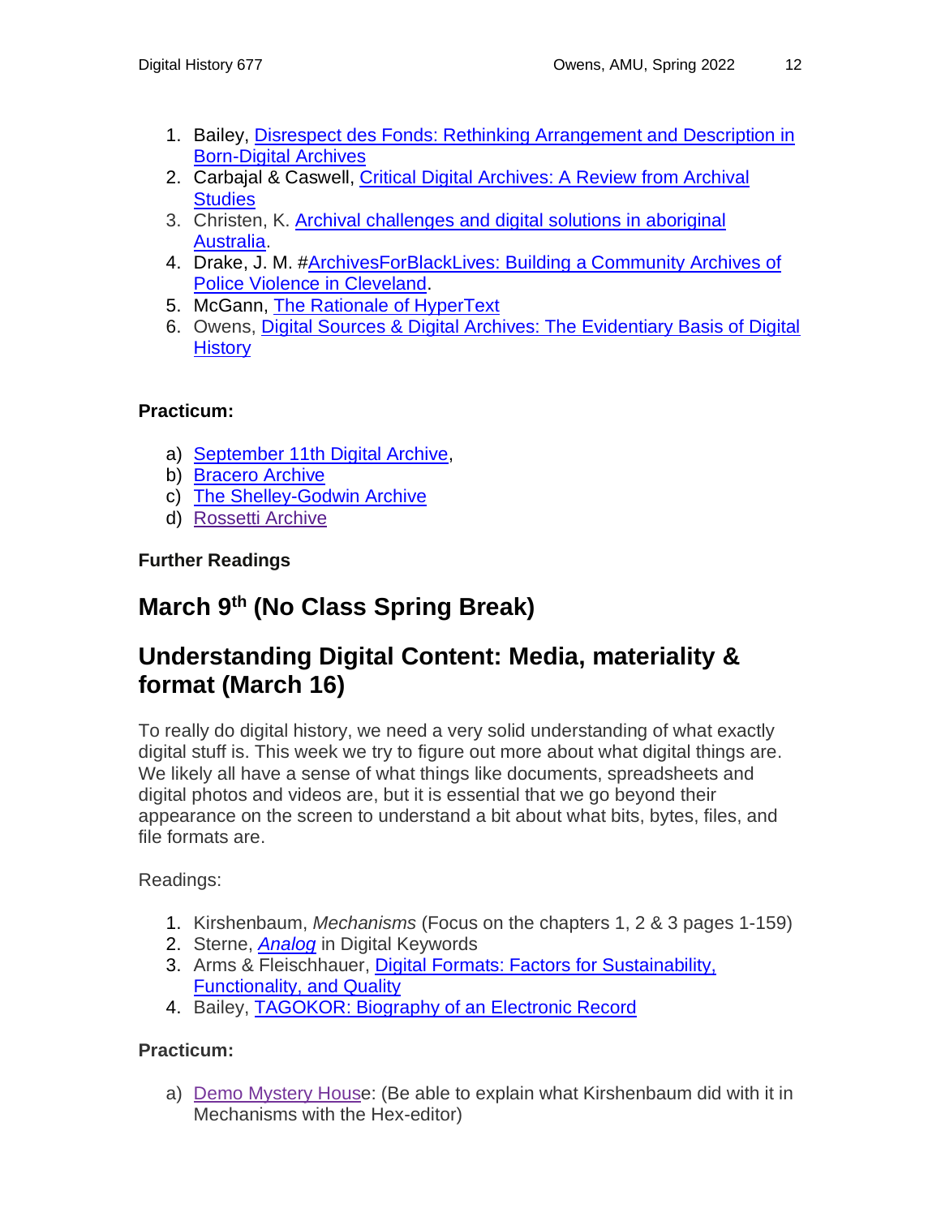1. Bailey, Disrespect des Fonds: Rethinking Arrangement and Description in Born-Digital Archives
2. Carbajal & Caswell, Critical Digital Archives: A Review from Archival Studies
3. Christen, K. Archival challenges and digital solutions in aboriginal Australia.
4. Drake, J. M. #ArchivesForBlackLives: Building a Community Archives of Police Violence in Cleveland.
5. McGann, The Rationale of HyperText
6. Owens, Digital Sources & Digital Archives: The Evidentiary Basis of Digital History

**Practicum:**

a) September 11th Digital Archive,
b) Bracero Archive
c) The Shelley-Godwin Archive
d) Rossetti Archive

**Further Readings**

## March 9th (No Class Spring Break)

## Understanding Digital Content: Media, materiality & format (March 16)

To really do digital history, we need a very solid understanding of what exactly digital stuff is. This week we try to figure out more about what digital things are. We likely all have a sense of what things like documents, spreadsheets and digital photos and videos are, but it is essential that we go beyond their appearance on the screen to understand a bit about what bits, bytes, files, and file formats are.

Readings:

1. Kirshenbaum, *Mechanisms* (Focus on the chapters 1, 2 & 3 pages 1-159)
2. Sterne, *Analog* in Digital Keywords
3. Arms & Fleischhauer, Digital Formats: Factors for Sustainability, Functionality, and Quality
4. Bailey, TAGOKOR: Biography of an Electronic Record

**Practicum:**

a) Demo Mystery House: (Be able to explain what Kirshenbaum did with it in Mechanisms with the Hex-editor)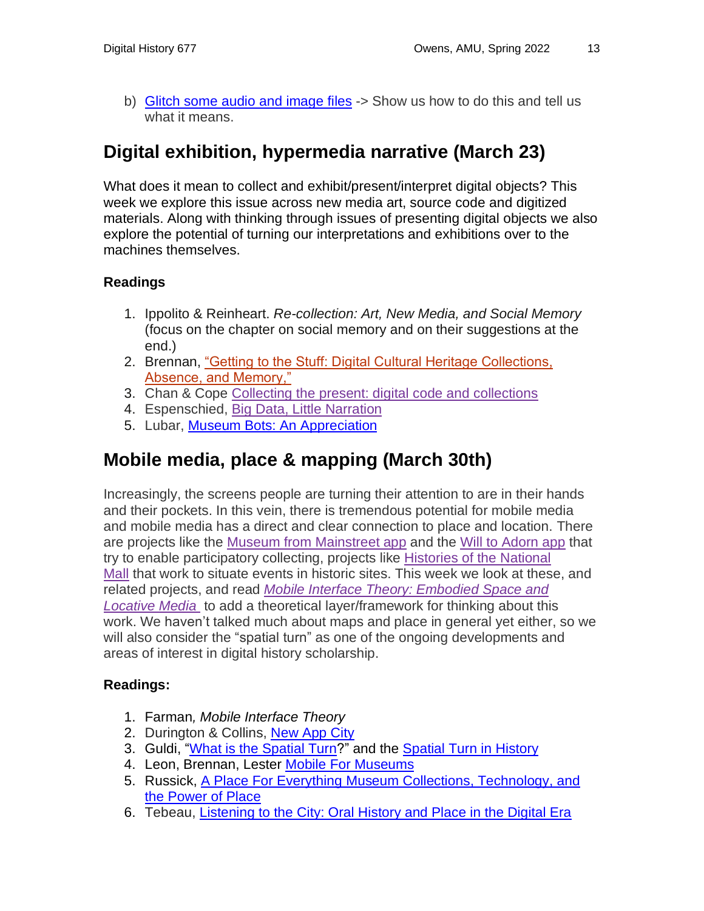b) Glitch some audio and image files -> Show us how to do this and tell us what it means.

## Digital exhibition, hypermedia narrative (March 23)

What does it mean to collect and exhibit/present/interpret digital objects? This week we explore this issue across new media art, source code and digitized materials. Along with thinking through issues of presenting digital objects we also explore the potential of turning our interpretations and exhibitions over to the machines themselves.

**Readings**

1. Ippolito & Reinheart. *Re-collection: Art, New Media, and Social Memory* (focus on the chapter on social memory and on their suggestions at the end.)
2. Brennan, "Getting to the Stuff: Digital Cultural Heritage Collections, Absence, and Memory,"
3. Chan & Cope Collecting the present: digital code and collections
4. Espenschied, Big Data, Little Narration
5. Lubar, Museum Bots: An Appreciation

## Mobile media, place & mapping (March 30th)

Increasingly, the screens people are turning their attention to are in their hands and their pockets. In this vein, there is tremendous potential for mobile media and mobile media has a direct and clear connection to place and location. There are projects like the Museum from Mainstreet app and the Will to Adorn app that try to enable participatory collecting, projects like Histories of the National Mall that work to situate events in historic sites. This week we look at these, and related projects, and read *Mobile Interface Theory: Embodied Space and Locative Media* to add a theoretical layer/framework for thinking about this work. We haven't talked much about maps and place in general yet either, so we will also consider the "spatial turn" as one of the ongoing developments and areas of interest in digital history scholarship.

**Readings:**

1. Farman*, Mobile Interface Theory*
2. Durington & Collins, New App City
3. Guldi, "What is the Spatial Turn?" and the Spatial Turn in History
4. Leon, Brennan, Lester Mobile For Museums
5. Russick, A Place For Everything Museum Collections, Technology, and the Power of Place
6. Tebeau, Listening to the City: Oral History and Place in the Digital Era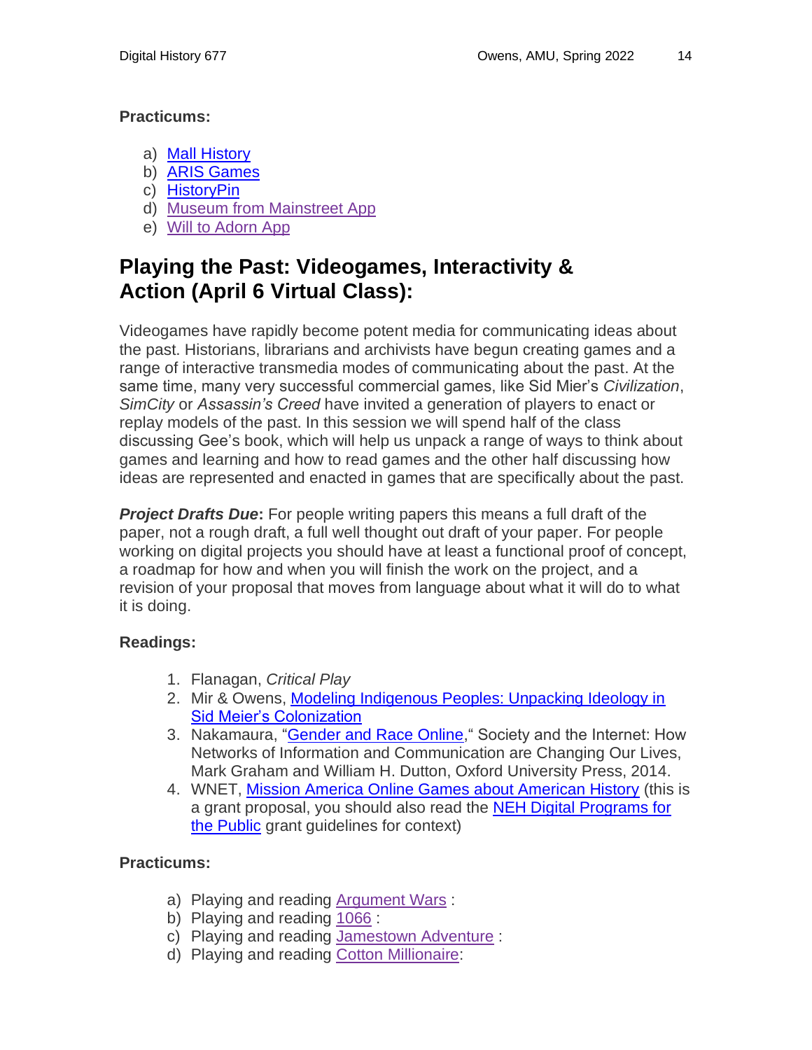**Practicums:**

a) Mall History
b) ARIS Games
c) HistoryPin
d) Museum from Mainstreet App
e) Will to Adorn App

## Playing the Past: Videogames, Interactivity & Action (April 6 Virtual Class):

Videogames have rapidly become potent media for communicating ideas about the past. Historians, librarians and archivists have begun creating games and a range of interactive transmedia modes of communicating about the past. At the same time, many very successful commercial games, like Sid Mier's *Civilization*, *SimCity* or *Assassin's Creed* have invited a generation of players to enact or replay models of the past. In this session we will spend half of the class discussing Gee's book, which will help us unpack a range of ways to think about games and learning and how to read games and the other half discussing how ideas are represented and enacted in games that are specifically about the past.

***Project Drafts Due*:** For people writing papers this means a full draft of the paper, not a rough draft, a full well thought out draft of your paper. For people working on digital projects you should have at least a functional proof of concept, a roadmap for how and when you will finish the work on the project, and a revision of your proposal that moves from language about what it will do to what it is doing.

**Readings:**

1. Flanagan, *Critical Play*
2. Mir & Owens, Modeling Indigenous Peoples: Unpacking Ideology in Sid Meier's Colonization
3. Nakamaura, "Gender and Race Online," Society and the Internet: How Networks of Information and Communication are Changing Our Lives, Mark Graham and William H. Dutton, Oxford University Press, 2014.
4. WNET, Mission America Online Games about American History (this is a grant proposal, you should also read the NEH Digital Programs for the Public grant guidelines for context)

**Practicums:**

a) Playing and reading Argument Wars :
b) Playing and reading 1066 :
c) Playing and reading Jamestown Adventure :
d) Playing and reading Cotton Millionaire: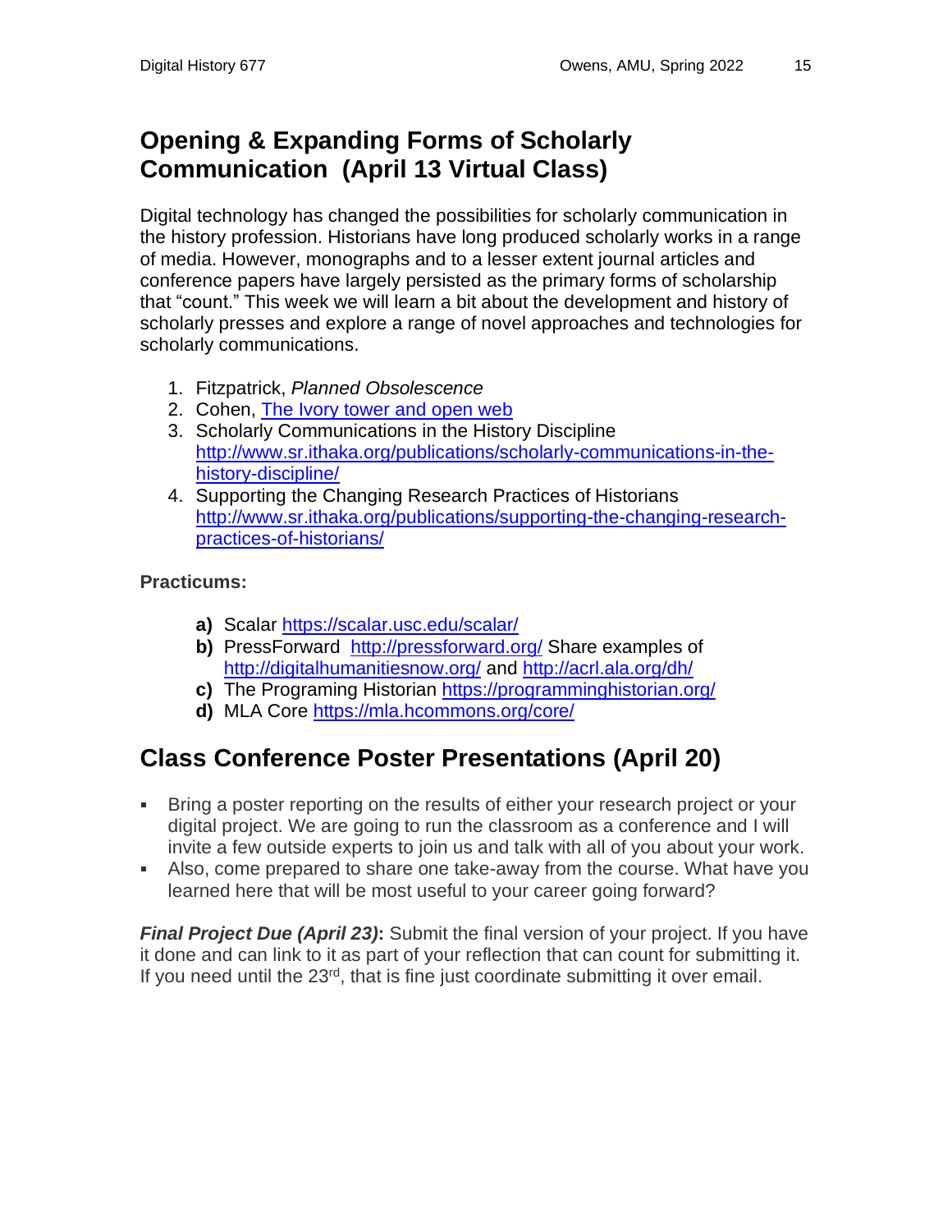## Opening & Expanding Forms of Scholarly Communication (April 13 Virtual Class)

Digital technology has changed the possibilities for scholarly communication in the history profession. Historians have long produced scholarly works in a range of media. However, monographs and to a lesser extent journal articles and conference papers have largely persisted as the primary forms of scholarship that "count." This week we will learn a bit about the development and history of scholarly presses and explore a range of novel approaches and technologies for scholarly communications.

1. Fitzpatrick, *Planned Obsolescence*
2. Cohen, The Ivory tower and open web
3. Scholarly Communications in the History Discipline http://www.sr.ithaka.org/publications/scholarly-communications-in-the-history-discipline/
4. Supporting the Changing Research Practices of Historians http://www.sr.ithaka.org/publications/supporting-the-changing-research-practices-of-historians/

**Practicums:**

**a)** Scalar https://scalar.usc.edu/scalar/
**b)** PressForward http://pressforward.org/ Share examples of http://digitalhumanitiesnow.org/ and http://acrl.ala.org/dh/
**c)** The Programing Historian https://programminghistorian.org/
**d)** MLA Core https://mla.hcommons.org/core/

## Class Conference Poster Presentations (April 20)

- Bring a poster reporting on the results of either your research project or your digital project. We are going to run the classroom as a conference and I will invite a few outside experts to join us and talk with all of you about your work.
- Also, come prepared to share one take-away from the course. What have you learned here that will be most useful to your career going forward?

***Final Project Due (April 23)*:** Submit the final version of your project. If you have it done and can link to it as part of your reflection that can count for submitting it. If you need until the 23rd, that is fine just coordinate submitting it over email.